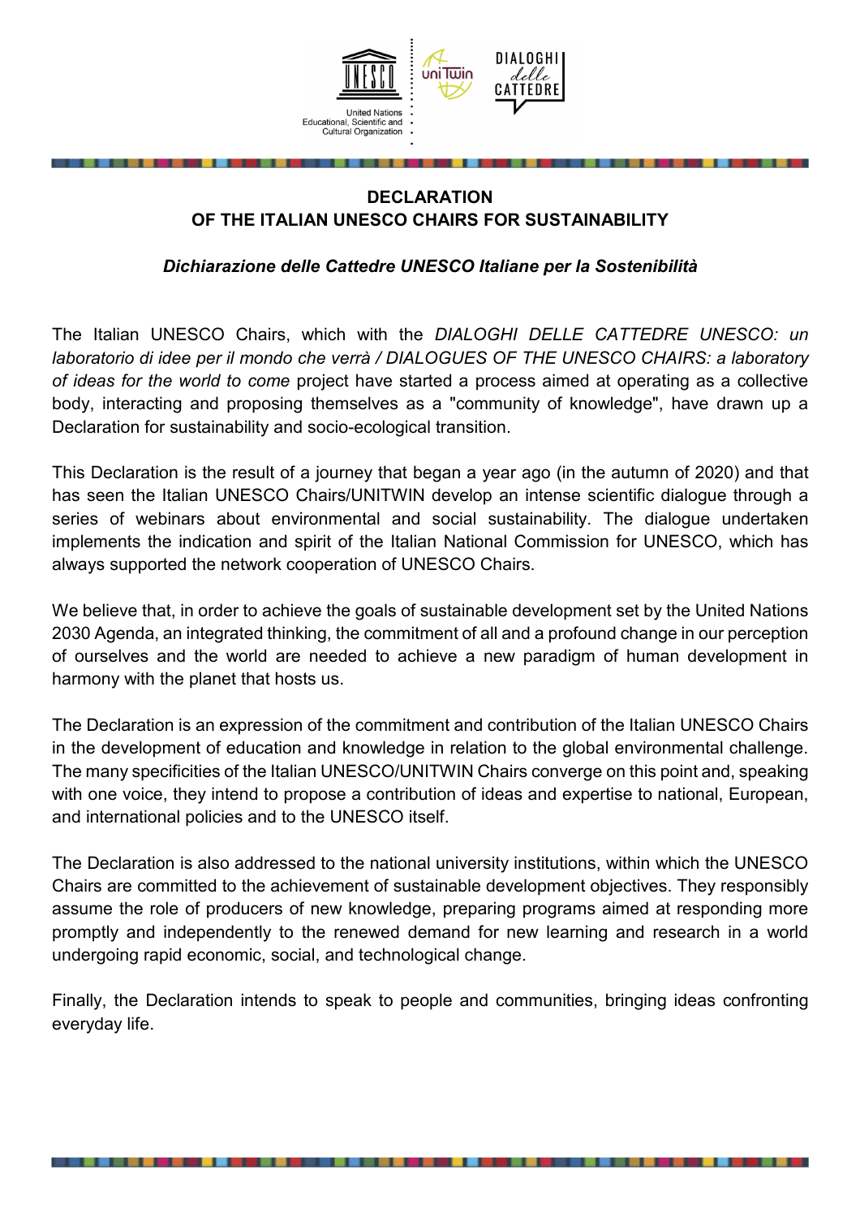# DECLARATION
# OF THE ITALIAN UNESCO CHAIRS FOR SUSTAINABILITY

***Dichiarazione delle Cattedre UNESCO Italiane per la Sostenibilità***

The Italian UNESCO Chairs, which with the *DIALOGHI DELLE CATTEDRE UNESCO: un laboratorio di idee per il mondo che verrà / DIALOGUES OF THE UNESCO CHAIRS: a laboratory of ideas for the world to come* project have started a process aimed at operating as a collective body, interacting and proposing themselves as a "community of knowledge", have drawn up a Declaration for sustainability and socio-ecological transition.

This Declaration is the result of a journey that began a year ago (in the autumn of 2020) and that has seen the Italian UNESCO Chairs/UNITWIN develop an intense scientific dialogue through a series of webinars about environmental and social sustainability. The dialogue undertaken implements the indication and spirit of the Italian National Commission for UNESCO, which has always supported the network cooperation of UNESCO Chairs.

We believe that, in order to achieve the goals of sustainable development set by the United Nations 2030 Agenda, an integrated thinking, the commitment of all and a profound change in our perception of ourselves and the world are needed to achieve a new paradigm of human development in harmony with the planet that hosts us.

The Declaration is an expression of the commitment and contribution of the Italian UNESCO Chairs in the development of education and knowledge in relation to the global environmental challenge. The many specificities of the Italian UNESCO/UNITWIN Chairs converge on this point and, speaking with one voice, they intend to propose a contribution of ideas and expertise to national, European, and international policies and to the UNESCO itself.

The Declaration is also addressed to the national university institutions, within which the UNESCO Chairs are committed to the achievement of sustainable development objectives. They responsibly assume the role of producers of new knowledge, preparing programs aimed at responding more promptly and independently to the renewed demand for new learning and research in a world undergoing rapid economic, social, and technological change.

Finally, the Declaration intends to speak to people and communities, bringing ideas confronting everyday life.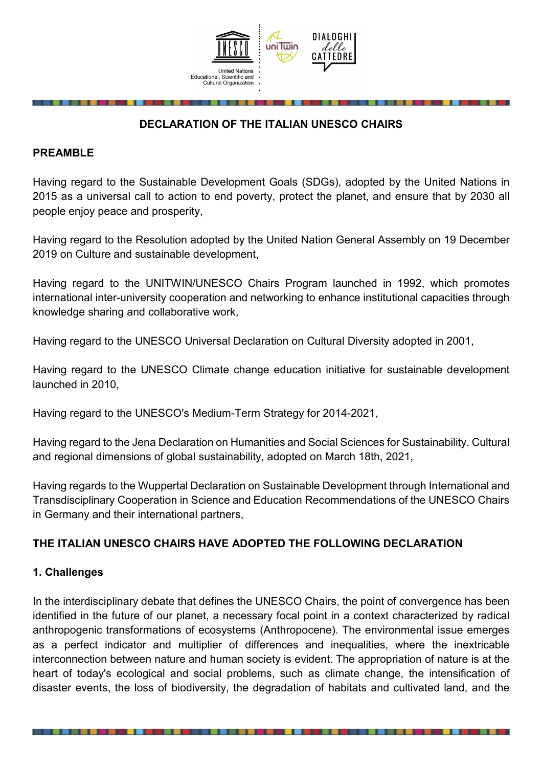# DECLARATION OF THE ITALIAN UNESCO CHAIRS

## PREAMBLE

Having regard to the Sustainable Development Goals (SDGs), adopted by the United Nations in 2015 as a universal call to action to end poverty, protect the planet, and ensure that by 2030 all people enjoy peace and prosperity,

Having regard to the Resolution adopted by the United Nation General Assembly on 19 December 2019 on Culture and sustainable development,

Having regard to the UNITWIN/UNESCO Chairs Program launched in 1992, which promotes international inter-university cooperation and networking to enhance institutional capacities through knowledge sharing and collaborative work,

Having regard to the UNESCO Universal Declaration on Cultural Diversity adopted in 2001,

Having regard to the UNESCO Climate change education initiative for sustainable development launched in 2010,

Having regard to the UNESCO's Medium-Term Strategy for 2014-2021,

Having regard to the Jena Declaration on Humanities and Social Sciences for Sustainability. Cultural and regional dimensions of global sustainability, adopted on March 18th, 2021,

Having regards to the Wuppertal Declaration on Sustainable Development through International and Transdisciplinary Cooperation in Science and Education Recommendations of the UNESCO Chairs in Germany and their international partners,

## THE ITALIAN UNESCO CHAIRS HAVE ADOPTED THE FOLLOWING DECLARATION

### 1. Challenges

In the interdisciplinary debate that defines the UNESCO Chairs, the point of convergence has been identified in the future of our planet, a necessary focal point in a context characterized by radical anthropogenic transformations of ecosystems (Anthropocene). The environmental issue emerges as a perfect indicator and multiplier of differences and inequalities, where the inextricable interconnection between nature and human society is evident. The appropriation of nature is at the heart of today's ecological and social problems, such as climate change, the intensification of disaster events, the loss of biodiversity, the degradation of habitats and cultivated land, and the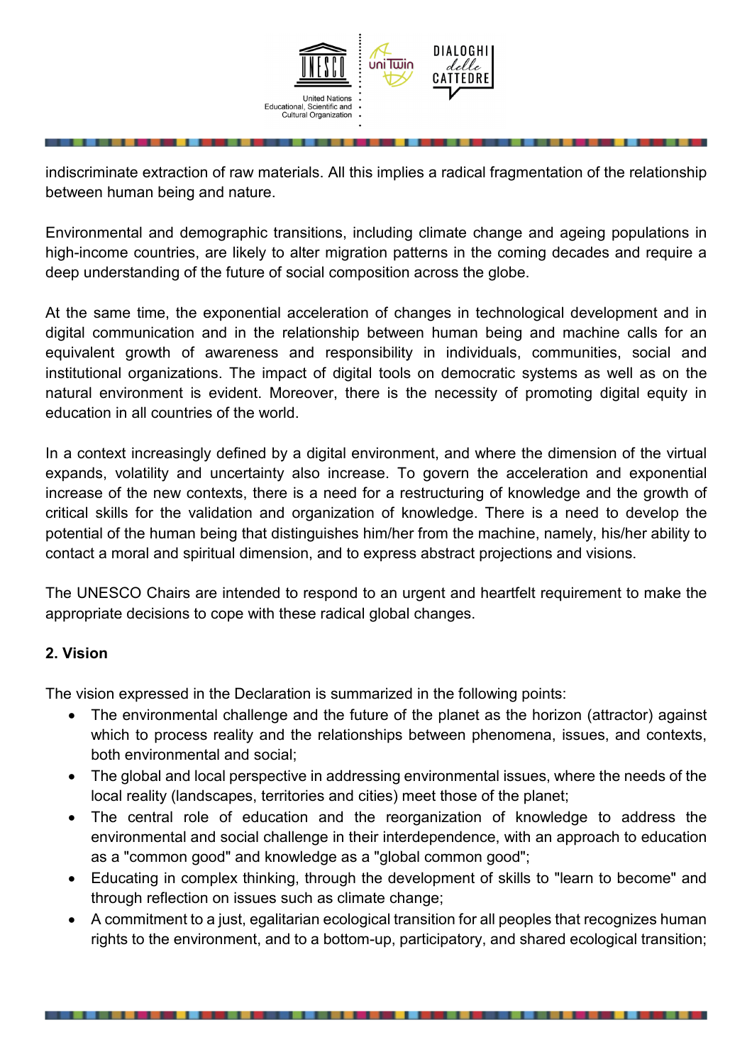indiscriminate extraction of raw materials. All this implies a radical fragmentation of the relationship between human being and nature.

Environmental and demographic transitions, including climate change and ageing populations in high-income countries, are likely to alter migration patterns in the coming decades and require a deep understanding of the future of social composition across the globe.

At the same time, the exponential acceleration of changes in technological development and in digital communication and in the relationship between human being and machine calls for an equivalent growth of awareness and responsibility in individuals, communities, social and institutional organizations. The impact of digital tools on democratic systems as well as on the natural environment is evident. Moreover, there is the necessity of promoting digital equity in education in all countries of the world.

In a context increasingly defined by a digital environment, and where the dimension of the virtual expands, volatility and uncertainty also increase. To govern the acceleration and exponential increase of the new contexts, there is a need for a restructuring of knowledge and the growth of critical skills for the validation and organization of knowledge. There is a need to develop the potential of the human being that distinguishes him/her from the machine, namely, his/her ability to contact a moral and spiritual dimension, and to express abstract projections and visions.

The UNESCO Chairs are intended to respond to an urgent and heartfelt requirement to make the appropriate decisions to cope with these radical global changes.

## 2. Vision

The vision expressed in the Declaration is summarized in the following points:

- The environmental challenge and the future of the planet as the horizon (attractor) against which to process reality and the relationships between phenomena, issues, and contexts, both environmental and social;
- The global and local perspective in addressing environmental issues, where the needs of the local reality (landscapes, territories and cities) meet those of the planet;
- The central role of education and the reorganization of knowledge to address the environmental and social challenge in their interdependence, with an approach to education as a "common good" and knowledge as a "global common good";
- Educating in complex thinking, through the development of skills to "learn to become" and through reflection on issues such as climate change;
- A commitment to a just, egalitarian ecological transition for all peoples that recognizes human rights to the environment, and to a bottom-up, participatory, and shared ecological transition;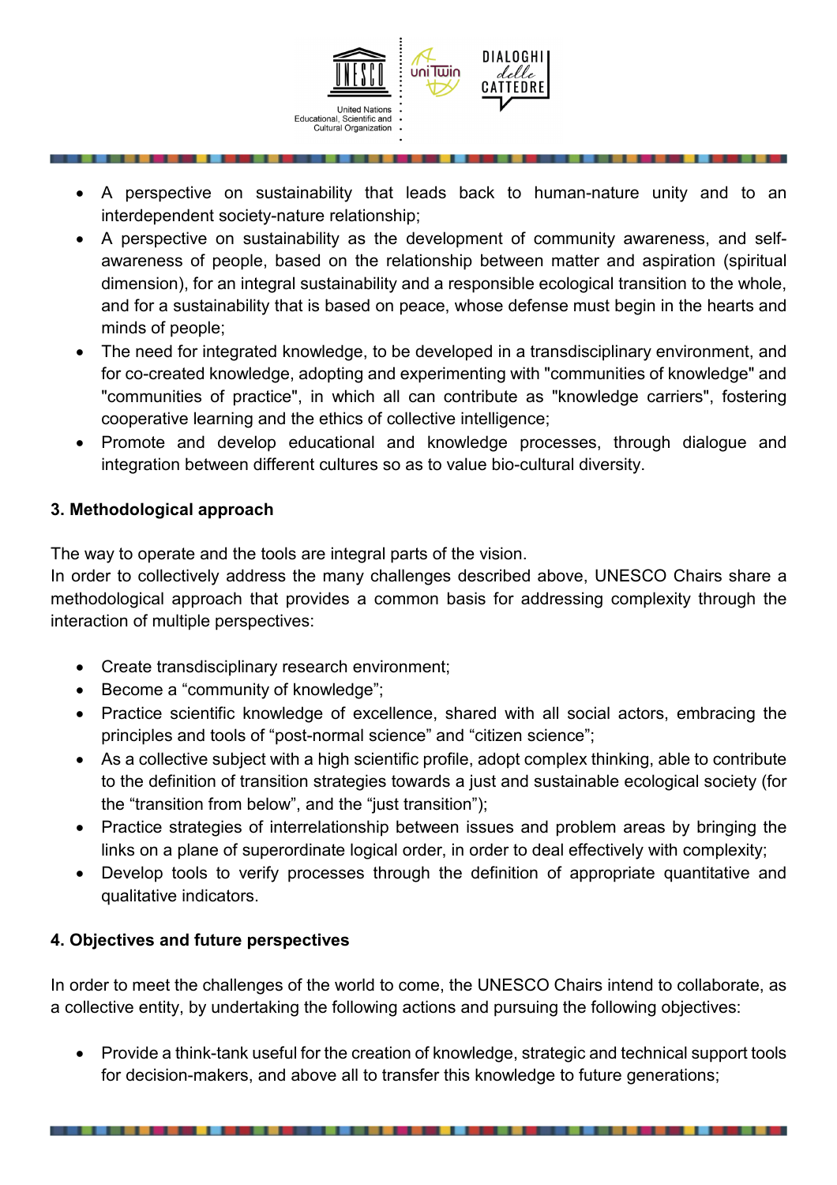- A perspective on sustainability that leads back to human-nature unity and to an interdependent society-nature relationship;
- A perspective on sustainability as the development of community awareness, and self-awareness of people, based on the relationship between matter and aspiration (spiritual dimension), for an integral sustainability and a responsible ecological transition to the whole, and for a sustainability that is based on peace, whose defense must begin in the hearts and minds of people;
- The need for integrated knowledge, to be developed in a transdisciplinary environment, and for co-created knowledge, adopting and experimenting with "communities of knowledge" and "communities of practice", in which all can contribute as "knowledge carriers", fostering cooperative learning and the ethics of collective intelligence;
- Promote and develop educational and knowledge processes, through dialogue and integration between different cultures so as to value bio-cultural diversity.

**3. Methodological approach**

The way to operate and the tools are integral parts of the vision.
In order to collectively address the many challenges described above, UNESCO Chairs share a methodological approach that provides a common basis for addressing complexity through the interaction of multiple perspectives:

- Create transdisciplinary research environment;
- Become a "community of knowledge";
- Practice scientific knowledge of excellence, shared with all social actors, embracing the principles and tools of "post-normal science" and "citizen science";
- As a collective subject with a high scientific profile, adopt complex thinking, able to contribute to the definition of transition strategies towards a just and sustainable ecological society (for the "transition from below", and the "just transition");
- Practice strategies of interrelationship between issues and problem areas by bringing the links on a plane of superordinate logical order, in order to deal effectively with complexity;
- Develop tools to verify processes through the definition of appropriate quantitative and qualitative indicators.

**4. Objectives and future perspectives**

In order to meet the challenges of the world to come, the UNESCO Chairs intend to collaborate, as a collective entity, by undertaking the following actions and pursuing the following objectives:

- Provide a think-tank useful for the creation of knowledge, strategic and technical support tools for decision-makers, and above all to transfer this knowledge to future generations;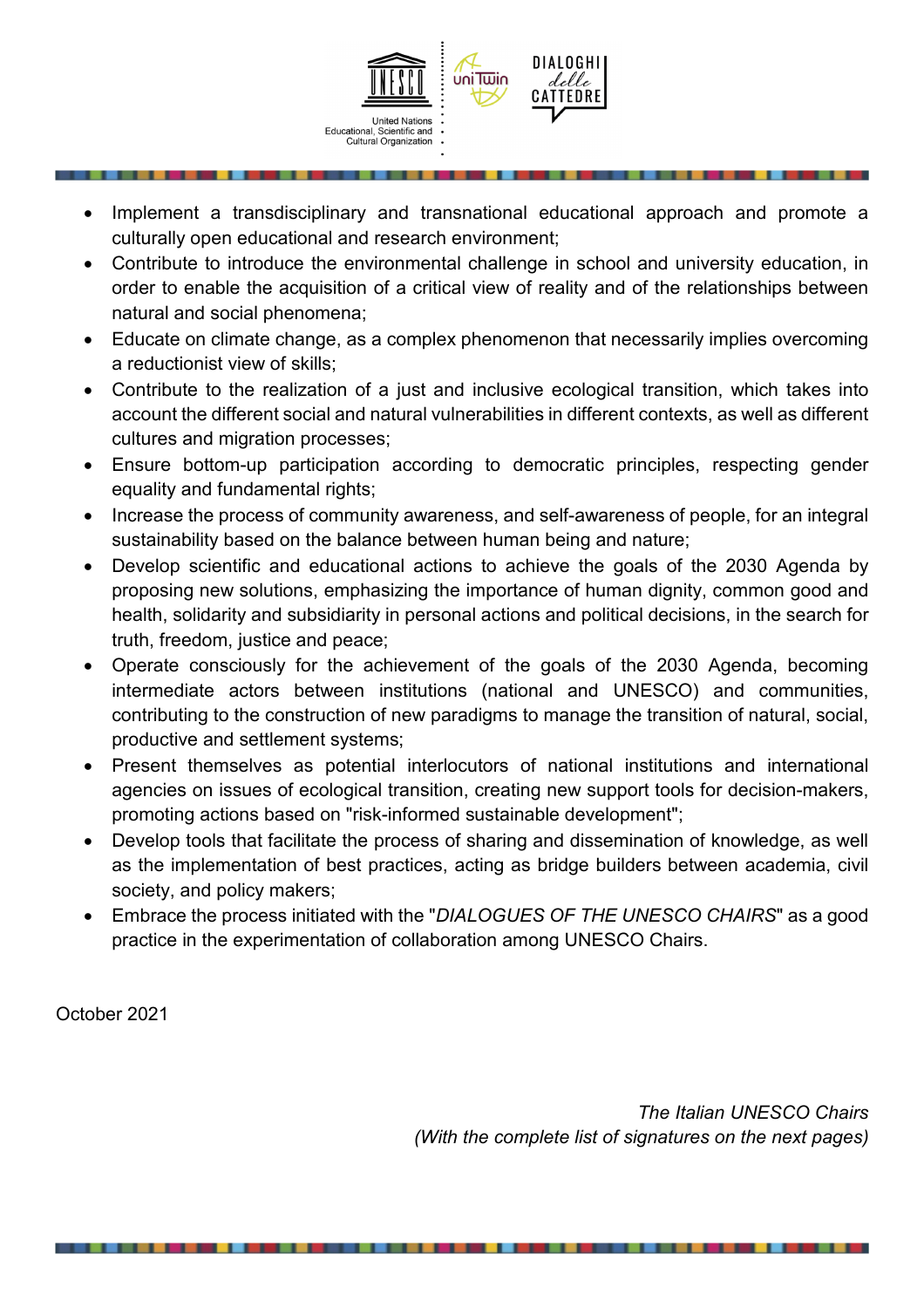- Implement a transdisciplinary and transnational educational approach and promote a culturally open educational and research environment;
- Contribute to introduce the environmental challenge in school and university education, in order to enable the acquisition of a critical view of reality and of the relationships between natural and social phenomena;
- Educate on climate change, as a complex phenomenon that necessarily implies overcoming a reductionist view of skills;
- Contribute to the realization of a just and inclusive ecological transition, which takes into account the different social and natural vulnerabilities in different contexts, as well as different cultures and migration processes;
- Ensure bottom-up participation according to democratic principles, respecting gender equality and fundamental rights;
- Increase the process of community awareness, and self-awareness of people, for an integral sustainability based on the balance between human being and nature;
- Develop scientific and educational actions to achieve the goals of the 2030 Agenda by proposing new solutions, emphasizing the importance of human dignity, common good and health, solidarity and subsidiarity in personal actions and political decisions, in the search for truth, freedom, justice and peace;
- Operate consciously for the achievement of the goals of the 2030 Agenda, becoming intermediate actors between institutions (national and UNESCO) and communities, contributing to the construction of new paradigms to manage the transition of natural, social, productive and settlement systems;
- Present themselves as potential interlocutors of national institutions and international agencies on issues of ecological transition, creating new support tools for decision-makers, promoting actions based on "risk-informed sustainable development";
- Develop tools that facilitate the process of sharing and dissemination of knowledge, as well as the implementation of best practices, acting as bridge builders between academia, civil society, and policy makers;
- Embrace the process initiated with the "*DIALOGUES OF THE UNESCO CHAIRS*" as a good practice in the experimentation of collaboration among UNESCO Chairs.

October 2021

*The Italian UNESCO Chairs*
*(With the complete list of signatures on the next pages)*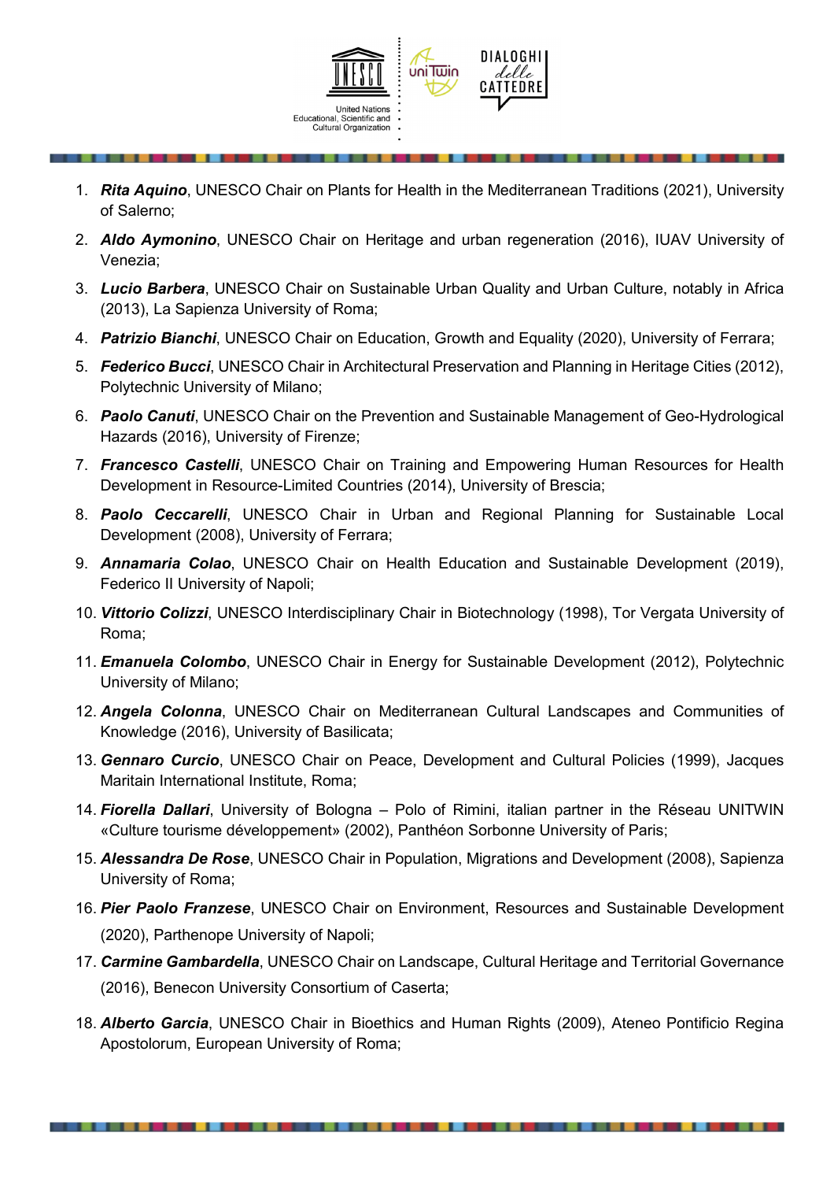1. ***Rita Aquino***, UNESCO Chair on Plants for Health in the Mediterranean Traditions (2021), University of Salerno;
2. ***Aldo Aymonino***, UNESCO Chair on Heritage and urban regeneration (2016), IUAV University of Venezia;
3. ***Lucio Barbera***, UNESCO Chair on Sustainable Urban Quality and Urban Culture, notably in Africa (2013), La Sapienza University of Roma;
4. ***Patrizio Bianchi***, UNESCO Chair on Education, Growth and Equality (2020), University of Ferrara;
5. ***Federico Bucci***, UNESCO Chair in Architectural Preservation and Planning in Heritage Cities (2012), Polytechnic University of Milano;
6. ***Paolo Canuti***, UNESCO Chair on the Prevention and Sustainable Management of Geo-Hydrological Hazards (2016), University of Firenze;
7. ***Francesco Castelli***, UNESCO Chair on Training and Empowering Human Resources for Health Development in Resource-Limited Countries (2014), University of Brescia;
8. ***Paolo Ceccarelli***, UNESCO Chair in Urban and Regional Planning for Sustainable Local Development (2008), University of Ferrara;
9. ***Annamaria Colao***, UNESCO Chair on Health Education and Sustainable Development (2019), Federico II University of Napoli;
10. ***Vittorio Colizzi***, UNESCO Interdisciplinary Chair in Biotechnology (1998), Tor Vergata University of Roma;
11. ***Emanuela Colombo***, UNESCO Chair in Energy for Sustainable Development (2012), Polytechnic University of Milano;
12. ***Angela Colonna***, UNESCO Chair on Mediterranean Cultural Landscapes and Communities of Knowledge (2016), University of Basilicata;
13. ***Gennaro Curcio***, UNESCO Chair on Peace, Development and Cultural Policies (1999), Jacques Maritain International Institute, Roma;
14. ***Fiorella Dallari***, University of Bologna – Polo of Rimini, italian partner in the Réseau UNITWIN «Culture tourisme développement» (2002), Panthéon Sorbonne University of Paris;
15. ***Alessandra De Rose***, UNESCO Chair in Population, Migrations and Development (2008), Sapienza University of Roma;
16. ***Pier Paolo Franzese***, UNESCO Chair on Environment, Resources and Sustainable Development (2020), Parthenope University of Napoli;
17. ***Carmine Gambardella***, UNESCO Chair on Landscape, Cultural Heritage and Territorial Governance (2016), Benecon University Consortium of Caserta;
18. ***Alberto Garcia***, UNESCO Chair in Bioethics and Human Rights (2009), Ateneo Pontificio Regina Apostolorum, European University of Roma;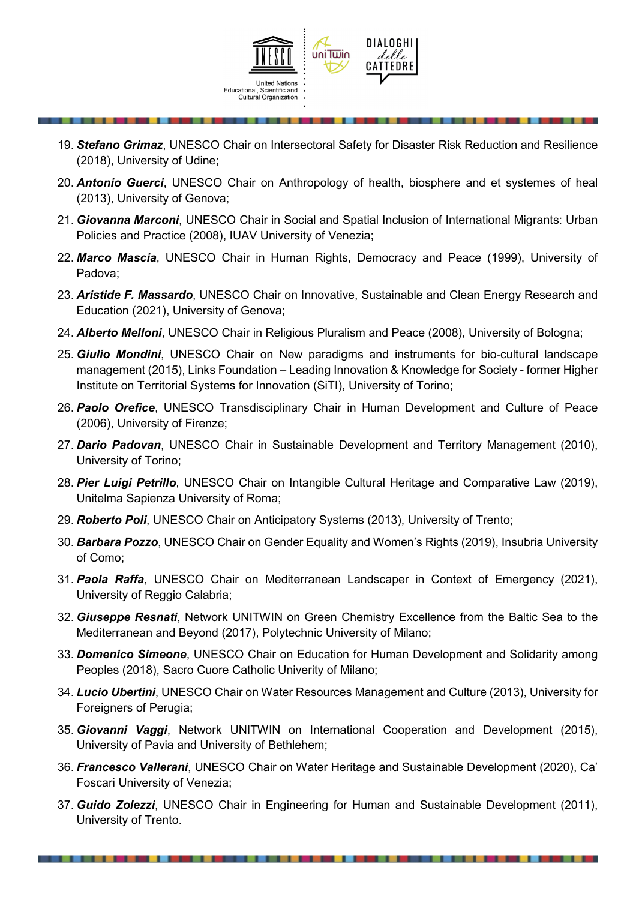19. ***Stefano Grimaz***, UNESCO Chair on Intersectoral Safety for Disaster Risk Reduction and Resilience (2018), University of Udine;
20. ***Antonio Guerci***, UNESCO Chair on Anthropology of health, biosphere and et systemes of heal (2013), University of Genova;
21. ***Giovanna Marconi***, UNESCO Chair in Social and Spatial Inclusion of International Migrants: Urban Policies and Practice (2008), IUAV University of Venezia;
22. ***Marco Mascia***, UNESCO Chair in Human Rights, Democracy and Peace (1999), University of Padova;
23. ***Aristide F. Massardo***, UNESCO Chair on Innovative, Sustainable and Clean Energy Research and Education (2021), University of Genova;
24. ***Alberto Melloni***, UNESCO Chair in Religious Pluralism and Peace (2008), University of Bologna;
25. ***Giulio Mondini***, UNESCO Chair on New paradigms and instruments for bio-cultural landscape management (2015), Links Foundation – Leading Innovation & Knowledge for Society - former Higher Institute on Territorial Systems for Innovation (SiTI), University of Torino;
26. ***Paolo Orefice***, UNESCO Transdisciplinary Chair in Human Development and Culture of Peace (2006), University of Firenze;
27. ***Dario Padovan***, UNESCO Chair in Sustainable Development and Territory Management (2010), University of Torino;
28. ***Pier Luigi Petrillo***, UNESCO Chair on Intangible Cultural Heritage and Comparative Law (2019), Unitelma Sapienza University of Roma;
29. ***Roberto Poli***, UNESCO Chair on Anticipatory Systems (2013), University of Trento;
30. ***Barbara Pozzo***, UNESCO Chair on Gender Equality and Women's Rights (2019), Insubria University of Como;
31. ***Paola Raffa***, UNESCO Chair on Mediterranean Landscaper in Context of Emergency (2021), University of Reggio Calabria;
32. ***Giuseppe Resnati***, Network UNITWIN on Green Chemistry Excellence from the Baltic Sea to the Mediterranean and Beyond (2017), Polytechnic University of Milano;
33. ***Domenico Simeone***, UNESCO Chair on Education for Human Development and Solidarity among Peoples (2018), Sacro Cuore Catholic Univerity of Milano;
34. ***Lucio Ubertini***, UNESCO Chair on Water Resources Management and Culture (2013), University for Foreigners of Perugia;
35. ***Giovanni Vaggi***, Network UNITWIN on International Cooperation and Development (2015), University of Pavia and University of Bethlehem;
36. ***Francesco Vallerani***, UNESCO Chair on Water Heritage and Sustainable Development (2020), Ca' Foscari University of Venezia;
37. ***Guido Zolezzi***, UNESCO Chair in Engineering for Human and Sustainable Development (2011), University of Trento.